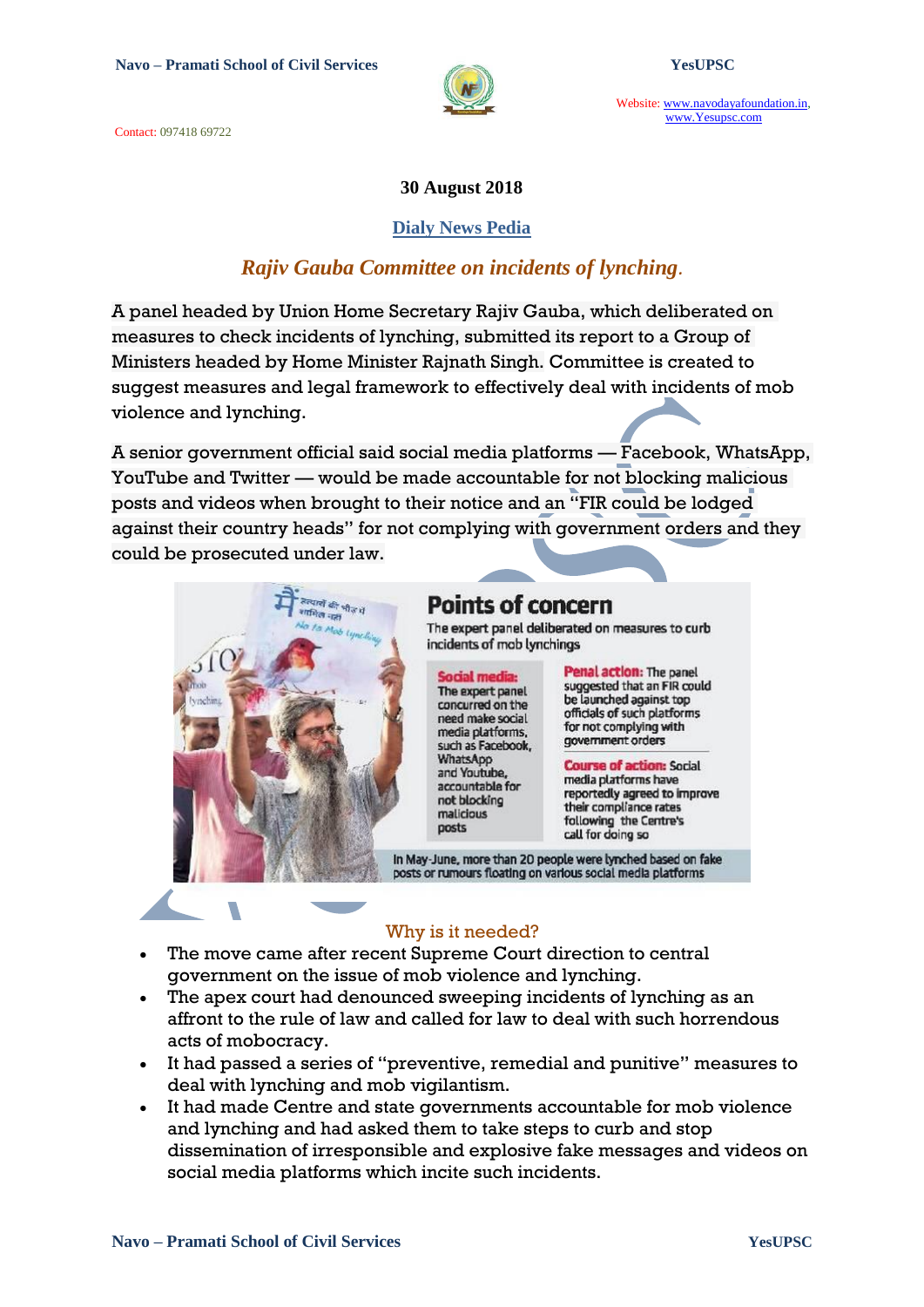30 August 2018

## Dialy News Pedia

### *Rajiv Gauba Committee on incidents of lynching.*

A panel headed by Union Home Secretary Rajiv Gauba, which deliberated on measures to check incidents of lynching, submitted its report to a Group of Ministers headed by Home Minister Rajnath Singh. Committee is created to suggest measures and legal framework to effectively deal with incidents of mob violence and lynching.

A senior government official said social media platforms — Facebook, WhatsApp, YouTube and Twitter — would be made accountable for not blocking malicious posts and videos when brought to their notice and an "FIR could be lodged against their country heads" for not complying with government orders and they could be prosecuted under law.

**Points of concern**

The expert panel deliberated on measures to curb incidents of mob lynchings

**Social media:** The expert panel concurred on the need make social media platforms, such as Facebook, WhatsApp and Youtube, accountable for not blocking malicious posts

**Penal action:** The panel suggested that an FIR could be launched against top officials of such platforms for not complying with government orders

**Course of action:** Social media platforms have reportedly agreed to improve their compliance rates following the Centre's call for doing so

In May-June, more than 20 people were lynched based on fake posts or rumours floating on various social media platforms

#### Why is it needed?

- The move came after recent Supreme Court direction to central government on the issue of mob violence and lynching.
- The apex court had denounced sweeping incidents of lynching as an affront to the rule of law and called for law to deal with such horrendous acts of mobocracy.
- It had passed a series of "preventive, remedial and punitive" measures to deal with lynching and mob vigilantism.
- It had made Centre and state governments accountable for mob violence and lynching and had asked them to take steps to curb and stop dissemination of irresponsible and explosive fake messages and videos on social media platforms which incite such incidents.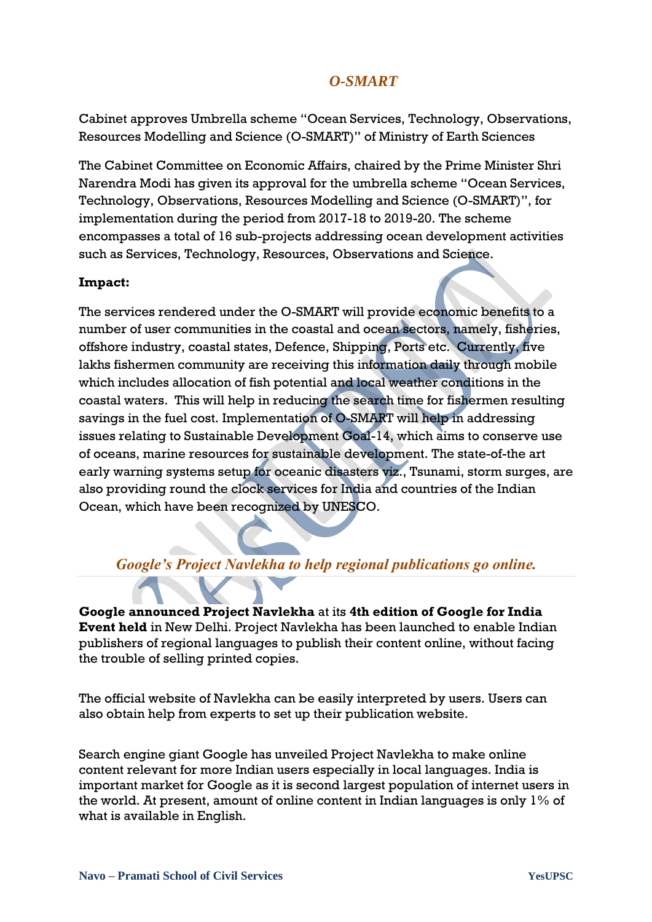## *O-SMART*

Cabinet approves Umbrella scheme "Ocean Services, Technology, Observations, Resources Modelling and Science (O-SMART)" of Ministry of Earth Sciences

The Cabinet Committee on Economic Affairs, chaired by the Prime Minister Shri Narendra Modi has given its approval for the umbrella scheme "Ocean Services, Technology, Observations, Resources Modelling and Science (O-SMART)", for implementation during the period from 2017-18 to 2019-20. The scheme encompasses a total of 16 sub-projects addressing ocean development activities such as Services, Technology, Resources, Observations and Science.

**Impact:**

The services rendered under the O-SMART will provide economic benefits to a number of user communities in the coastal and ocean sectors, namely, fisheries, offshore industry, coastal states, Defence, Shipping, Ports etc. Currently, five lakhs fishermen community are receiving this information daily through mobile which includes allocation of fish potential and local weather conditions in the coastal waters. This will help in reducing the search time for fishermen resulting savings in the fuel cost. Implementation of O-SMART will help in addressing issues relating to Sustainable Development Goal-14, which aims to conserve use of oceans, marine resources for sustainable development. The state-of-the art early warning systems setup for oceanic disasters viz., Tsunami, storm surges, are also providing round the clock services for India and countries of the Indian Ocean, which have been recognized by UNESCO.

## *Google's Project Navlekha to help regional publications go online.*

**Google announced Project Navlekha** at its **4th edition of Google for India Event held** in New Delhi. Project Navlekha has been launched to enable Indian publishers of regional languages to publish their content online, without facing the trouble of selling printed copies.

The official website of Navlekha can be easily interpreted by users. Users can also obtain help from experts to set up their publication website.

Search engine giant Google has unveiled Project Navlekha to make online content relevant for more Indian users especially in local languages. India is important market for Google as it is second largest population of internet users in the world. At present, amount of online content in Indian languages is only 1% of what is available in English.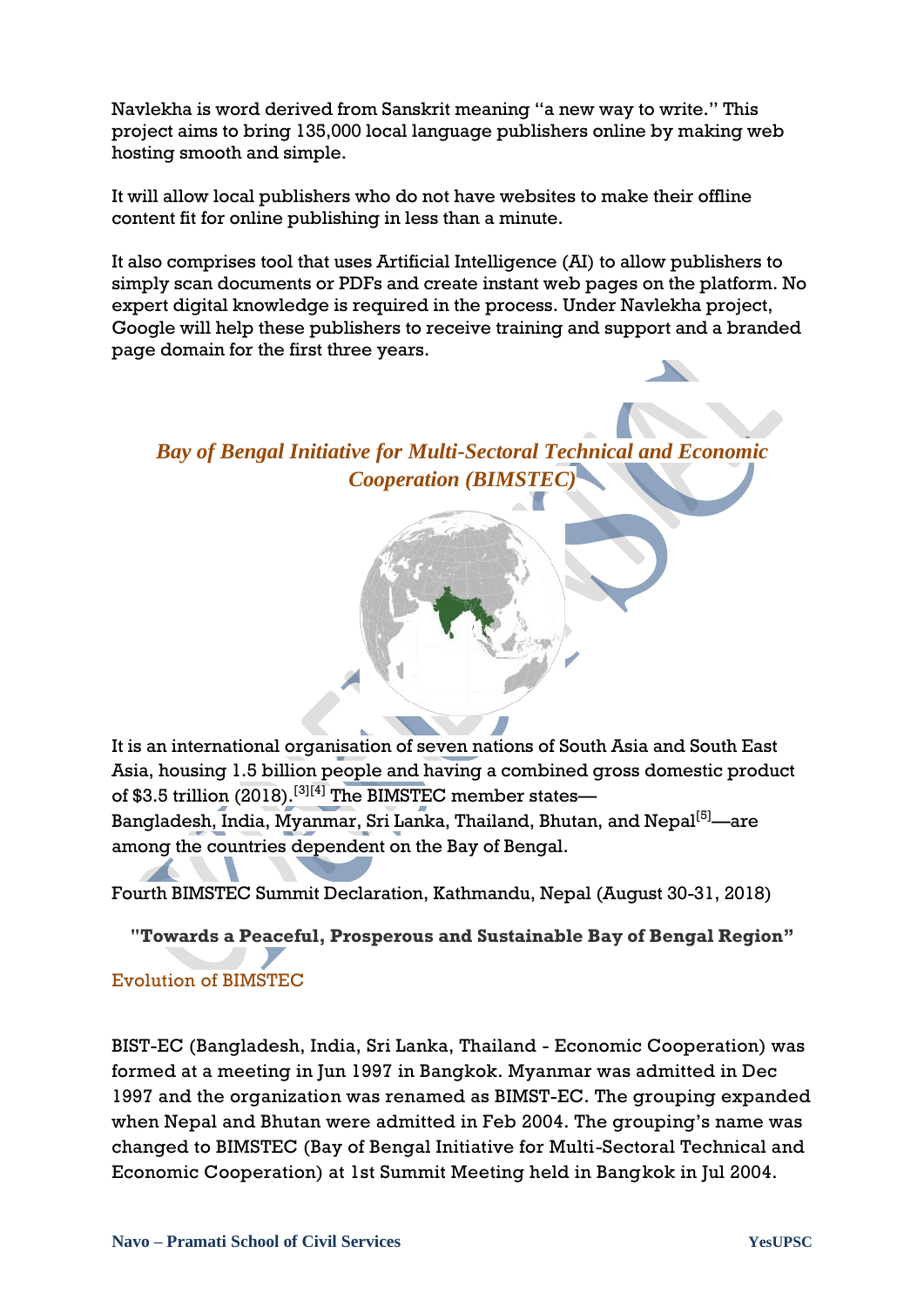Navlekha is word derived from Sanskrit meaning "a new way to write." This project aims to bring 135,000 local language publishers online by making web hosting smooth and simple.

It will allow local publishers who do not have websites to make their offline content fit for online publishing in less than a minute.

It also comprises tool that uses Artificial Intelligence (AI) to allow publishers to simply scan documents or PDFs and create instant web pages on the platform. No expert digital knowledge is required in the process. Under Navlekha project, Google will help these publishers to receive training and support and a branded page domain for the first three years.

## *Bay of Bengal Initiative for Multi-Sectoral Technical and Economic Cooperation (BIMSTEC)*

It is an international organisation of seven nations of South Asia and South East Asia, housing 1.5 billion people and having a combined gross domestic product of $3.5 trillion (2018).[3][4] The BIMSTEC member states—Bangladesh, India, Myanmar, Sri Lanka, Thailand, Bhutan, and Nepal[5]—are among the countries dependent on the Bay of Bengal.

Fourth BIMSTEC Summit Declaration, Kathmandu, Nepal (August 30-31, 2018)

**"Towards a Peaceful, Prosperous and Sustainable Bay of Bengal Region"**

### Evolution of BIMSTEC

BIST-EC (Bangladesh, India, Sri Lanka, Thailand - Economic Cooperation) was formed at a meeting in Jun 1997 in Bangkok. Myanmar was admitted in Dec 1997 and the organization was renamed as BIMST-EC. The grouping expanded when Nepal and Bhutan were admitted in Feb 2004. The grouping's name was changed to BIMSTEC (Bay of Bengal Initiative for Multi-Sectoral Technical and Economic Cooperation) at 1st Summit Meeting held in Bangkok in Jul 2004.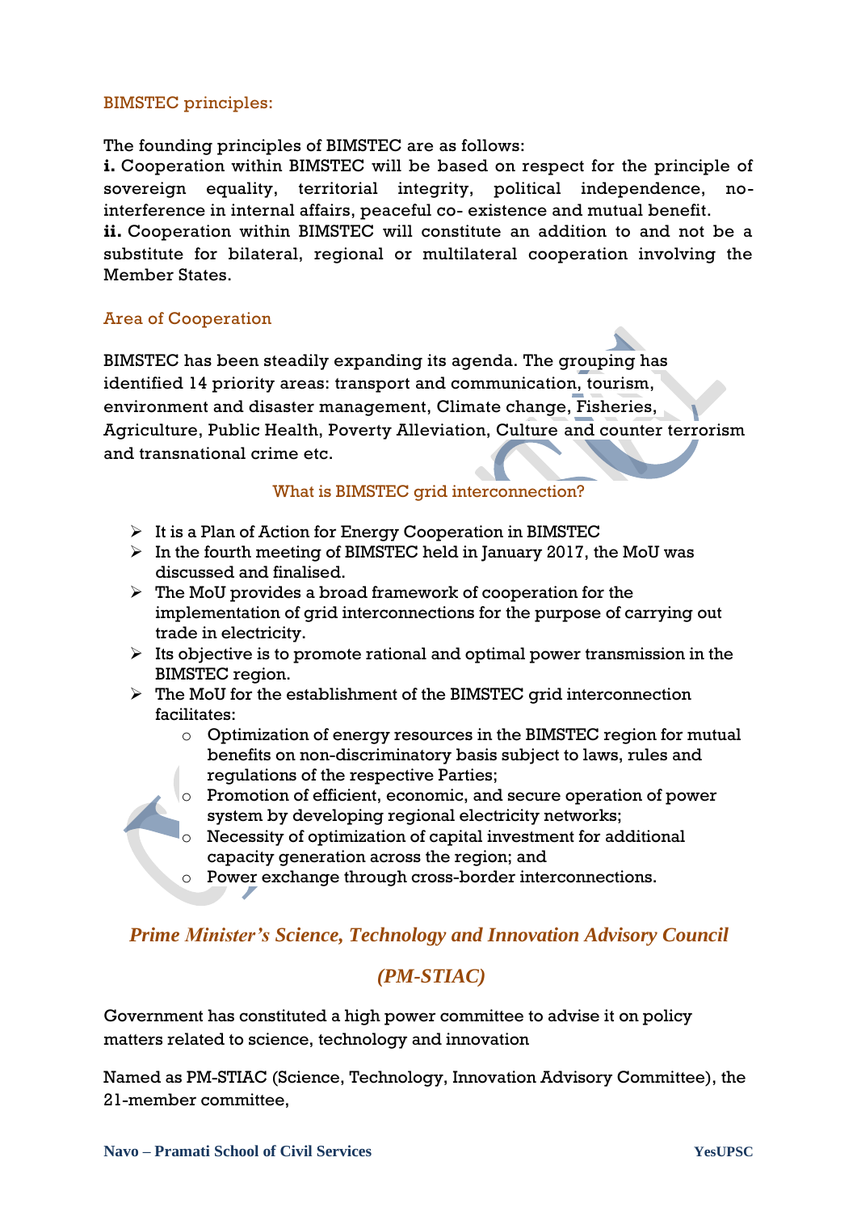### BIMSTEC principles:

The founding principles of BIMSTEC are as follows:

**i.** Cooperation within BIMSTEC will be based on respect for the principle of sovereign equality, territorial integrity, political independence, no-interference in internal affairs, peaceful co- existence and mutual benefit.

**ii.** Cooperation within BIMSTEC will constitute an addition to and not be a substitute for bilateral, regional or multilateral cooperation involving the Member States.

### Area of Cooperation

BIMSTEC has been steadily expanding its agenda. The grouping has identified 14 priority areas: transport and communication, tourism, environment and disaster management, Climate change, Fisheries, Agriculture, Public Health, Poverty Alleviation, Culture and counter terrorism and transnational crime etc.

### What is BIMSTEC grid interconnection?

- It is a Plan of Action for Energy Cooperation in BIMSTEC
- In the fourth meeting of BIMSTEC held in January 2017, the MoU was discussed and finalised.
- The MoU provides a broad framework of cooperation for the implementation of grid interconnections for the purpose of carrying out trade in electricity.
- Its objective is to promote rational and optimal power transmission in the BIMSTEC region.
- The MoU for the establishment of the BIMSTEC grid interconnection facilitates:
  - Optimization of energy resources in the BIMSTEC region for mutual benefits on non-discriminatory basis subject to laws, rules and regulations of the respective Parties;
  - Promotion of efficient, economic, and secure operation of power system by developing regional electricity networks;
  - Necessity of optimization of capital investment for additional capacity generation across the region; and
  - Power exchange through cross-border interconnections.

## *Prime Minister's Science, Technology and Innovation Advisory Council (PM-STIAC)*

Government has constituted a high power committee to advise it on policy matters related to science, technology and innovation

Named as PM-STIAC (Science, Technology, Innovation Advisory Committee), the 21-member committee,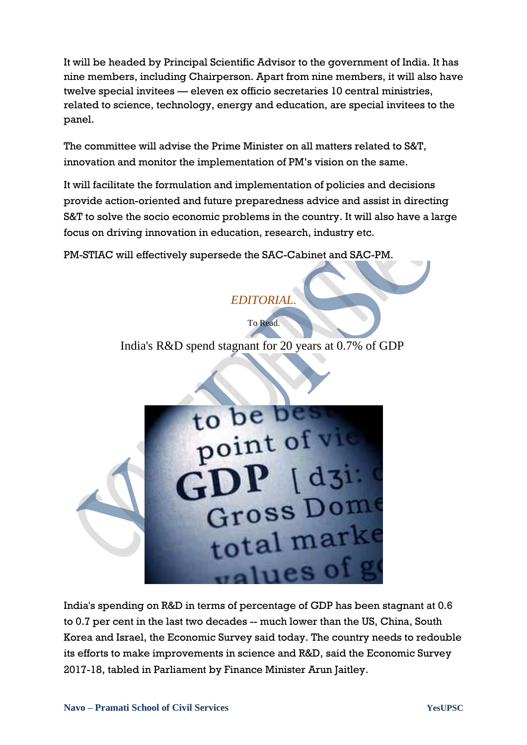It will be headed by Principal Scientific Advisor to the government of India. It has nine members, including Chairperson. Apart from nine members, it will also have twelve special invitees — eleven ex officio secretaries 10 central ministries, related to science, technology, energy and education, are special invitees to the panel.

The committee will advise the Prime Minister on all matters related to S&T, innovation and monitor the implementation of PM's vision on the same.

It will facilitate the formulation and implementation of policies and decisions provide action-oriented and future preparedness advice and assist in directing S&T to solve the socio economic problems in the country. It will also have a large focus on driving innovation in education, research, industry etc.

PM-STIAC will effectively supersede the SAC-Cabinet and SAC-PM.

## *EDITORIAL.*

To Read.

### India's R&D spend stagnant for 20 years at 0.7% of GDP

India's spending on R&D in terms of percentage of GDP has been stagnant at 0.6 to 0.7 per cent in the last two decades -- much lower than the US, China, South Korea and Israel, the Economic Survey said today. The country needs to redouble its efforts to make improvements in science and R&D, said the Economic Survey 2017-18, tabled in Parliament by Finance Minister Arun Jaitley.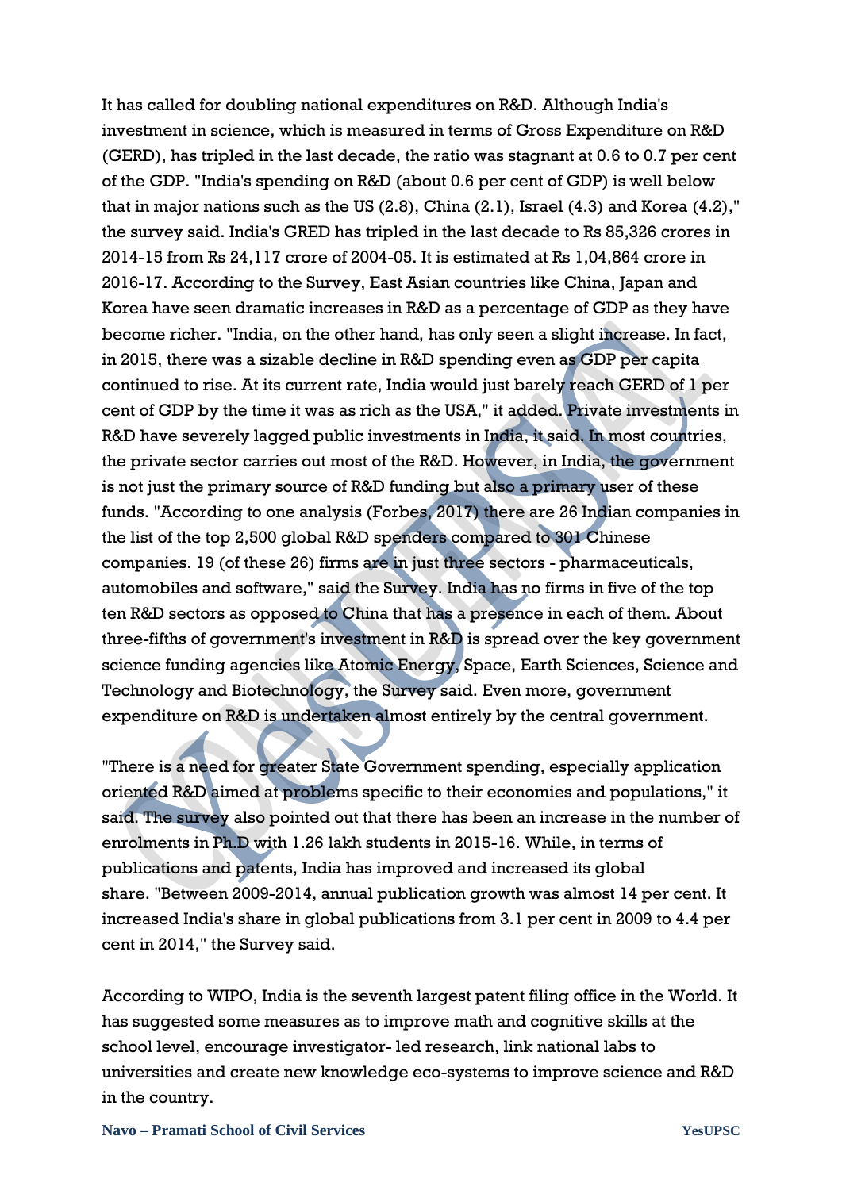It has called for doubling national expenditures on R&D. Although India's investment in science, which is measured in terms of Gross Expenditure on R&D (GERD), has tripled in the last decade, the ratio was stagnant at 0.6 to 0.7 per cent of the GDP. "India's spending on R&D (about 0.6 per cent of GDP) is well below that in major nations such as the US (2.8), China (2.1), Israel (4.3) and Korea (4.2)," the survey said. India's GRED has tripled in the last decade to Rs 85,326 crores in 2014-15 from Rs 24,117 crore of 2004-05. It is estimated at Rs 1,04,864 crore in 2016-17. According to the Survey, East Asian countries like China, Japan and Korea have seen dramatic increases in R&D as a percentage of GDP as they have become richer. "India, on the other hand, has only seen a slight increase. In fact, in 2015, there was a sizable decline in R&D spending even as GDP per capita continued to rise. At its current rate, India would just barely reach GERD of 1 per cent of GDP by the time it was as rich as the USA," it added. Private investments in R&D have severely lagged public investments in India, it said. In most countries, the private sector carries out most of the R&D. However, in India, the government is not just the primary source of R&D funding but also a primary user of these funds. "According to one analysis (Forbes, 2017) there are 26 Indian companies in the list of the top 2,500 global R&D spenders compared to 301 Chinese companies. 19 (of these 26) firms are in just three sectors - pharmaceuticals, automobiles and software," said the Survey. India has no firms in five of the top ten R&D sectors as opposed to China that has a presence in each of them. About three-fifths of government's investment in R&D is spread over the key government science funding agencies like Atomic Energy, Space, Earth Sciences, Science and Technology and Biotechnology, the Survey said. Even more, government expenditure on R&D is undertaken almost entirely by the central government.

"There is a need for greater State Government spending, especially application oriented R&D aimed at problems specific to their economies and populations," it said. The survey also pointed out that there has been an increase in the number of enrolments in Ph.D with 1.26 lakh students in 2015-16. While, in terms of publications and patents, India has improved and increased its global share. "Between 2009-2014, annual publication growth was almost 14 per cent. It increased India's share in global publications from 3.1 per cent in 2009 to 4.4 per cent in 2014," the Survey said.

According to WIPO, India is the seventh largest patent filing office in the World. It has suggested some measures as to improve math and cognitive skills at the school level, encourage investigator- led research, link national labs to universities and create new knowledge eco-systems to improve science and R&D in the country.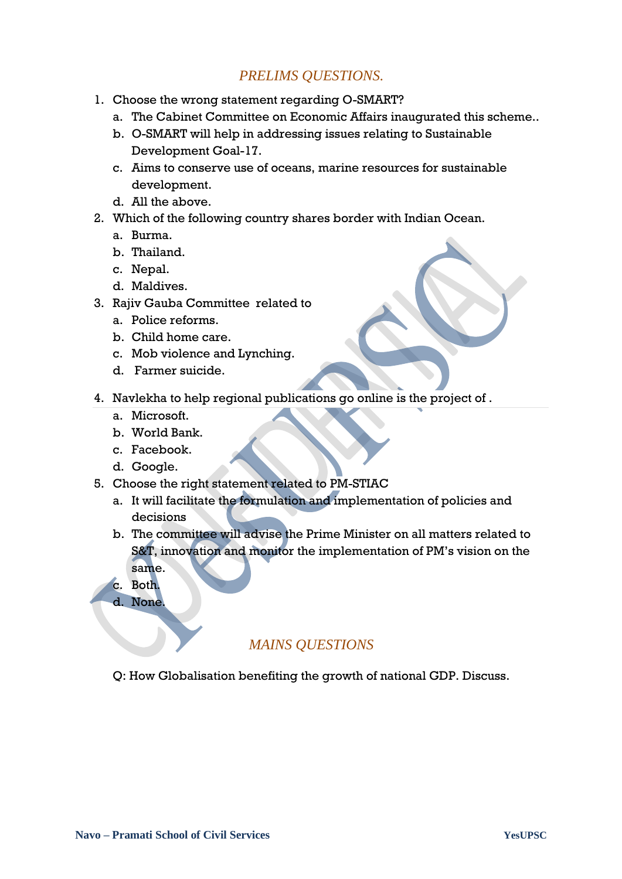## *PRELIMS QUESTIONS.*

1. Choose the wrong statement regarding O-SMART?
   a. The Cabinet Committee on Economic Affairs inaugurated this scheme..
   b. O-SMART will help in addressing issues relating to Sustainable Development Goal-17.
   c. Aims to conserve use of oceans, marine resources for sustainable development.
   d. All the above.
2. Which of the following country shares border with Indian Ocean.
   a. Burma.
   b. Thailand.
   c. Nepal.
   d. Maldives.
3. Rajiv Gauba Committee related to
   a. Police reforms.
   b. Child home care.
   c. Mob violence and Lynching.
   d. Farmer suicide.
4. Navlekha to help regional publications go online is the project of .
   a. Microsoft.
   b. World Bank.
   c. Facebook.
   d. Google.
5. Choose the right statement related to PM-STIAC
   a. It will facilitate the formulation and implementation of policies and decisions
   b. The committee will advise the Prime Minister on all matters related to S&T, innovation and monitor the implementation of PM's vision on the same.
   c. Both.
   d. None.

## *MAINS QUESTIONS*

Q: How Globalisation benefiting the growth of national GDP. Discuss.